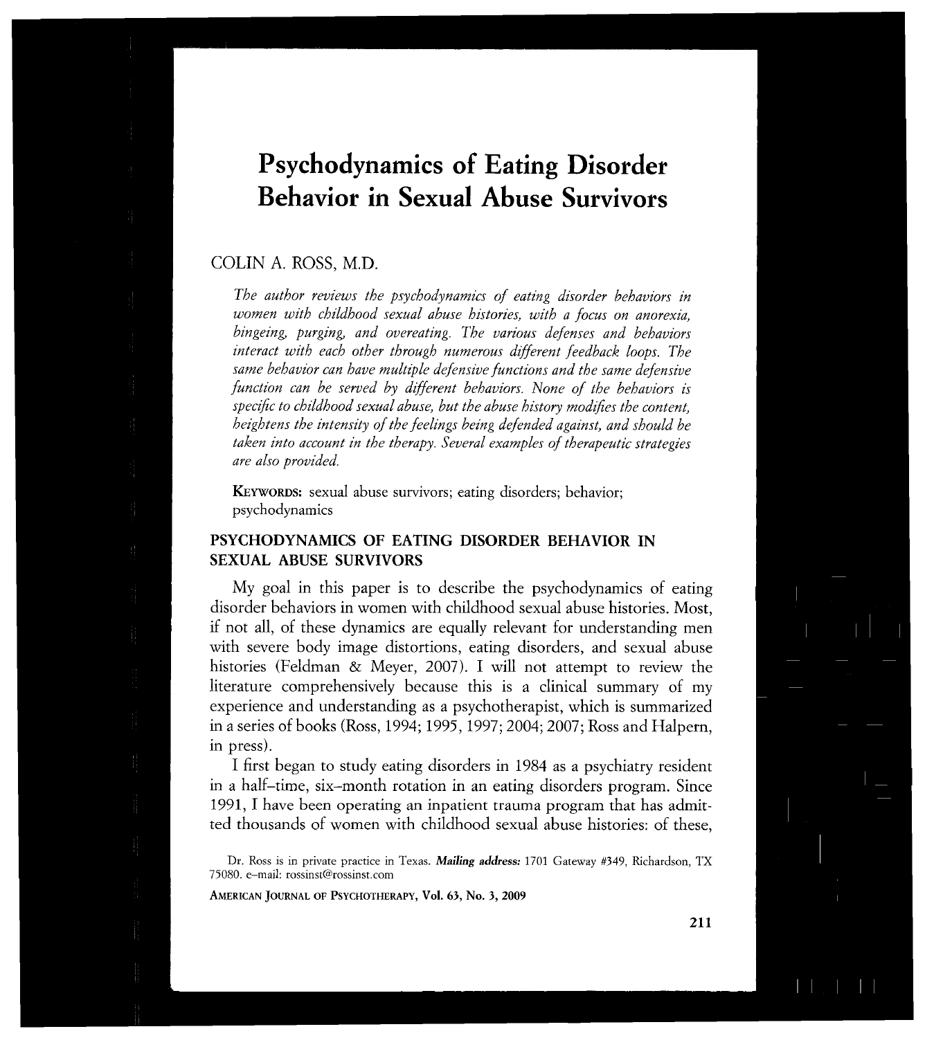# Psychodynamics of Eating Disorder Behavior in Sexual Abuse Survivors

COLIN A. ROSS, M.D.

*The author reviews the psychodynamics of eating disorder behaviors in women with childhood sexual abuse histories, with a focus on anorexia, bingeing, purging, and overeating. The various defenses and behaviors interact with each other through numerous different feedback loops. The same behavior can have multiple defensive functions and the same defensive function can be served by different behaviors. None of the behaviors is specific to childhood sexual abuse, but the abuse history modifies the content, heightens the intensity of the feelings being defended against, and should be taken into account in the therapy. Several examples of therapeutic strategies are also provided.*

**KEYWORDS:** sexual abuse survivors; eating disorders; behavior; psychodynamics

## PSYCHODYNAMICS OF EATING DISORDER BEHAVIOR IN SEXUAL ABUSE SURVIVORS

My goal in this paper is to describe the psychodynamics of eating disorder behaviors in women with childhood sexual abuse histories. Most, if not all, of these dynamics are equally relevant for understanding men with severe body image distortions, eating disorders, and sexual abuse histories (Feldman & Meyer, 2007). I will not attempt to review the literature comprehensively because this is a clinical summary of my experience and understanding as a psychotherapist, which is summarized in a series of books (Ross, 1994; 1995, 1997; 2004; 2007; Ross and Halpern, in press).

I first began to study eating disorders in 1984 as a psychiatry resident in a half–time, six–month rotation in an eating disorders program. Since 1991, I have been operating an inpatient trauma program that has admitted thousands of women with childhood sexual abuse histories: of these,

Dr. Ross is in private practice in Texas. ***Mailing address:*** 1701 Gateway #349, Richardson, TX 75080. e–mail: rossinst@rossinst.com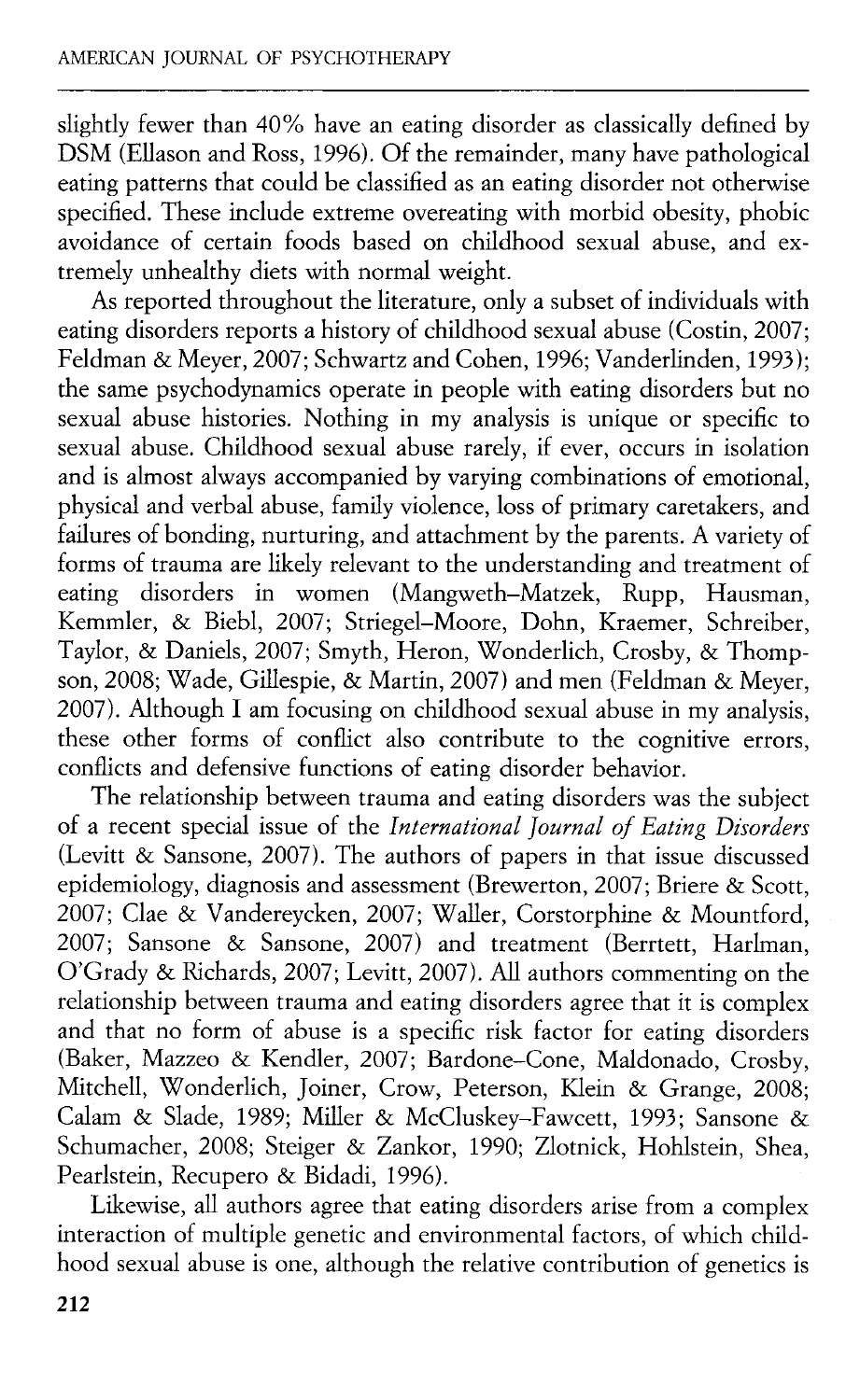slightly fewer than 40% have an eating disorder as classically defined by DSM (Ellason and Ross, 1996). Of the remainder, many have pathological eating patterns that could be classified as an eating disorder not otherwise specified. These include extreme overeating with morbid obesity, phobic avoidance of certain foods based on childhood sexual abuse, and extremely unhealthy diets with normal weight.

As reported throughout the literature, only a subset of individuals with eating disorders reports a history of childhood sexual abuse (Costin, 2007; Feldman & Meyer, 2007; Schwartz and Cohen, 1996; Vanderlinden, 1993); the same psychodynamics operate in people with eating disorders but no sexual abuse histories. Nothing in my analysis is unique or specific to sexual abuse. Childhood sexual abuse rarely, if ever, occurs in isolation and is almost always accompanied by varying combinations of emotional, physical and verbal abuse, family violence, loss of primary caretakers, and failures of bonding, nurturing, and attachment by the parents. A variety of forms of trauma are likely relevant to the understanding and treatment of eating disorders in women (Mangweth–Matzek, Rupp, Hausman, Kemmler, & Biebl, 2007; Striegel–Moore, Dohn, Kraemer, Schreiber, Taylor, & Daniels, 2007; Smyth, Heron, Wonderlich, Crosby, & Thompson, 2008; Wade, Gillespie, & Martin, 2007) and men (Feldman & Meyer, 2007). Although I am focusing on childhood sexual abuse in my analysis, these other forms of conflict also contribute to the cognitive errors, conflicts and defensive functions of eating disorder behavior.

The relationship between trauma and eating disorders was the subject of a recent special issue of the *International Journal of Eating Disorders* (Levitt & Sansone, 2007). The authors of papers in that issue discussed epidemiology, diagnosis and assessment (Brewerton, 2007; Briere & Scott, 2007; Clae & Vandereycken, 2007; Waller, Corstorphine & Mountford, 2007; Sansone & Sansone, 2007) and treatment (Berrtett, Harlman, O'Grady & Richards, 2007; Levitt, 2007). All authors commenting on the relationship between trauma and eating disorders agree that it is complex and that no form of abuse is a specific risk factor for eating disorders (Baker, Mazzeo & Kendler, 2007; Bardone–Cone, Maldonado, Crosby, Mitchell, Wonderlich, Joiner, Crow, Peterson, Klein & Grange, 2008; Calam & Slade, 1989; Miller & McCluskey–Fawcett, 1993; Sansone & Schumacher, 2008; Steiger & Zankor, 1990; Zlotnick, Hohlstein, Shea, Pearlstein, Recupero & Bidadi, 1996).

Likewise, all authors agree that eating disorders arise from a complex interaction of multiple genetic and environmental factors, of which childhood sexual abuse is one, although the relative contribution of genetics is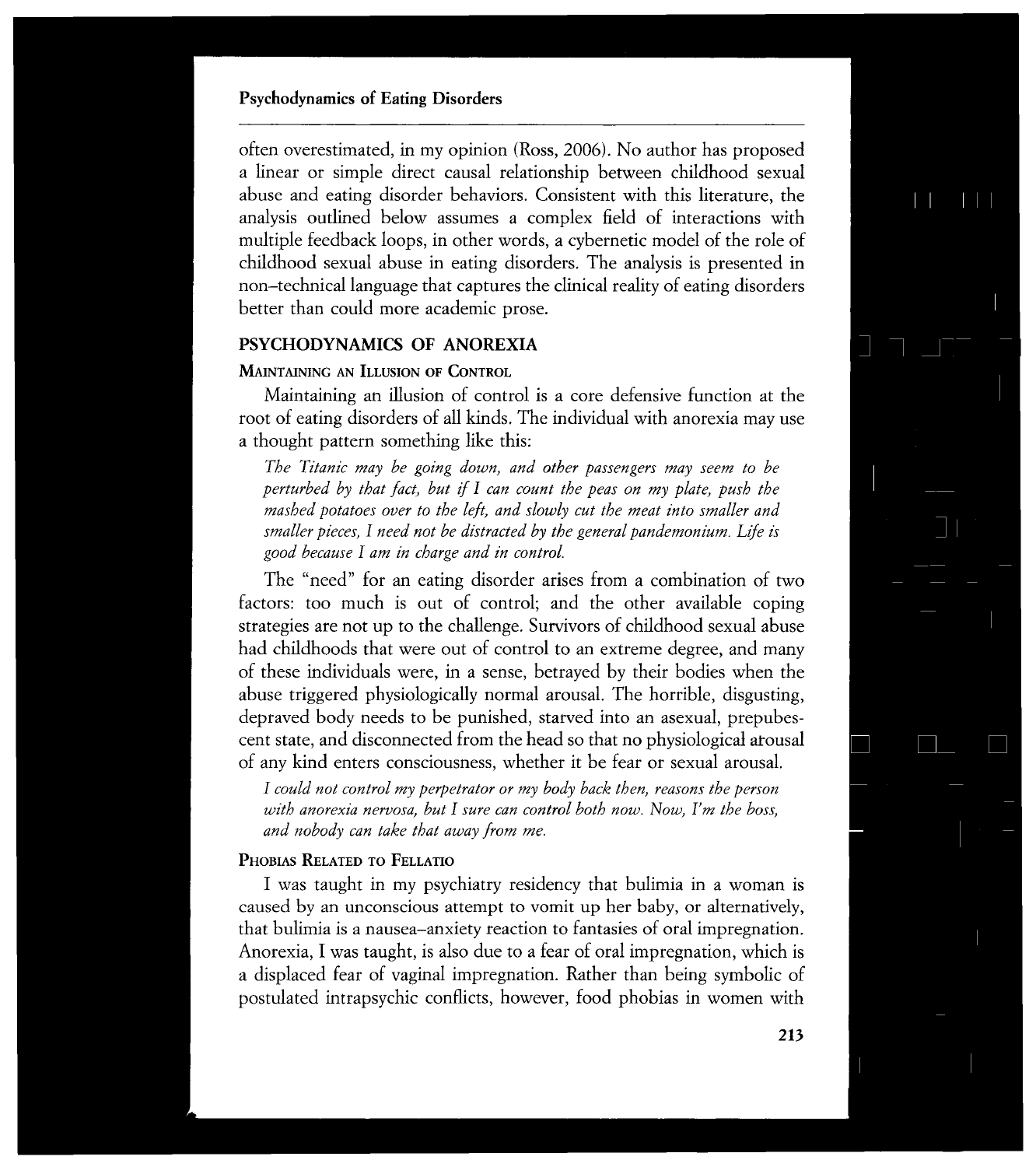often overestimated, in my opinion (Ross, 2006). No author has proposed a linear or simple direct causal relationship between childhood sexual abuse and eating disorder behaviors. Consistent with this literature, the analysis outlined below assumes a complex field of interactions with multiple feedback loops, in other words, a cybernetic model of the role of childhood sexual abuse in eating disorders. The analysis is presented in non–technical language that captures the clinical reality of eating disorders better than could more academic prose.

## PSYCHODYNAMICS OF ANOREXIA

### Maintaining an Illusion of Control

Maintaining an illusion of control is a core defensive function at the root of eating disorders of all kinds. The individual with anorexia may use a thought pattern something like this:

> *The Titanic may be going down, and other passengers may seem to be perturbed by that fact, but if I can count the peas on my plate, push the mashed potatoes over to the left, and slowly cut the meat into smaller and smaller pieces, I need not be distracted by the general pandemonium. Life is good because I am in charge and in control.*

The "need" for an eating disorder arises from a combination of two factors: too much is out of control; and the other available coping strategies are not up to the challenge. Survivors of childhood sexual abuse had childhoods that were out of control to an extreme degree, and many of these individuals were, in a sense, betrayed by their bodies when the abuse triggered physiologically normal arousal. The horrible, disgusting, depraved body needs to be punished, starved into an asexual, prepubescent state, and disconnected from the head so that no physiological arousal of any kind enters consciousness, whether it be fear or sexual arousal.

> *I could not control my perpetrator or my body back then, reasons the person with anorexia nervosa, but I sure can control both now. Now, I'm the boss, and nobody can take that away from me.*

### Phobias Related to Fellatio

I was taught in my psychiatry residency that bulimia in a woman is caused by an unconscious attempt to vomit up her baby, or alternatively, that bulimia is a nausea–anxiety reaction to fantasies of oral impregnation. Anorexia, I was taught, is also due to a fear of oral impregnation, which is a displaced fear of vaginal impregnation. Rather than being symbolic of postulated intrapsychic conflicts, however, food phobias in women with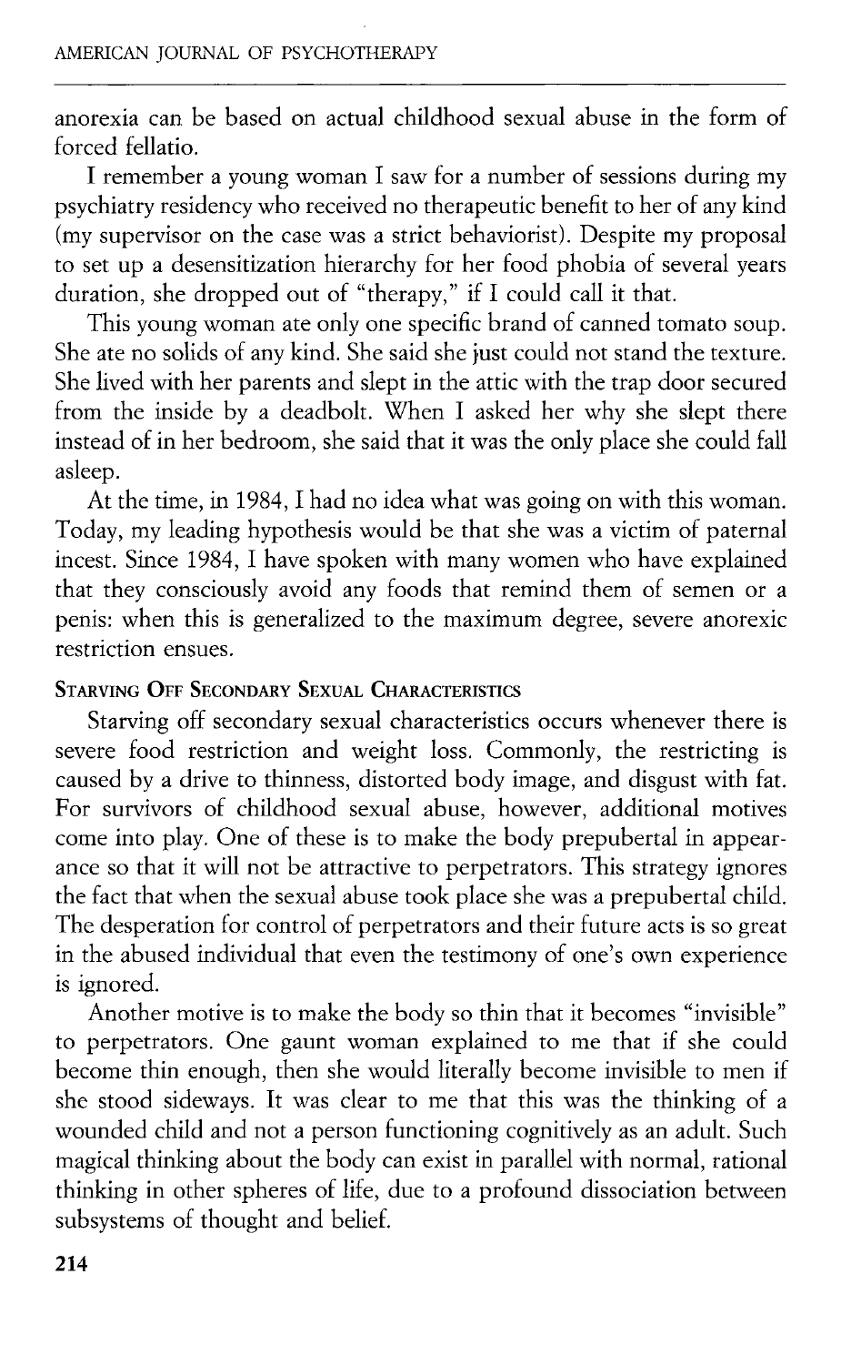anorexia can be based on actual childhood sexual abuse in the form of forced fellatio.

I remember a young woman I saw for a number of sessions during my psychiatry residency who received no therapeutic benefit to her of any kind (my supervisor on the case was a strict behaviorist). Despite my proposal to set up a desensitization hierarchy for her food phobia of several years duration, she dropped out of "therapy," if I could call it that.

This young woman ate only one specific brand of canned tomato soup. She ate no solids of any kind. She said she just could not stand the texture. She lived with her parents and slept in the attic with the trap door secured from the inside by a deadbolt. When I asked her why she slept there instead of in her bedroom, she said that it was the only place she could fall asleep.

At the time, in 1984, I had no idea what was going on with this woman. Today, my leading hypothesis would be that she was a victim of paternal incest. Since 1984, I have spoken with many women who have explained that they consciously avoid any foods that remind them of semen or a penis: when this is generalized to the maximum degree, severe anorexic restriction ensues.

### Starving Off Secondary Sexual Characteristics

Starving off secondary sexual characteristics occurs whenever there is severe food restriction and weight loss. Commonly, the restricting is caused by a drive to thinness, distorted body image, and disgust with fat. For survivors of childhood sexual abuse, however, additional motives come into play. One of these is to make the body prepubertal in appearance so that it will not be attractive to perpetrators. This strategy ignores the fact that when the sexual abuse took place she was a prepubertal child. The desperation for control of perpetrators and their future acts is so great in the abused individual that even the testimony of one's own experience is ignored.

Another motive is to make the body so thin that it becomes "invisible" to perpetrators. One gaunt woman explained to me that if she could become thin enough, then she would literally become invisible to men if she stood sideways. It was clear to me that this was the thinking of a wounded child and not a person functioning cognitively as an adult. Such magical thinking about the body can exist in parallel with normal, rational thinking in other spheres of life, due to a profound dissociation between subsystems of thought and belief.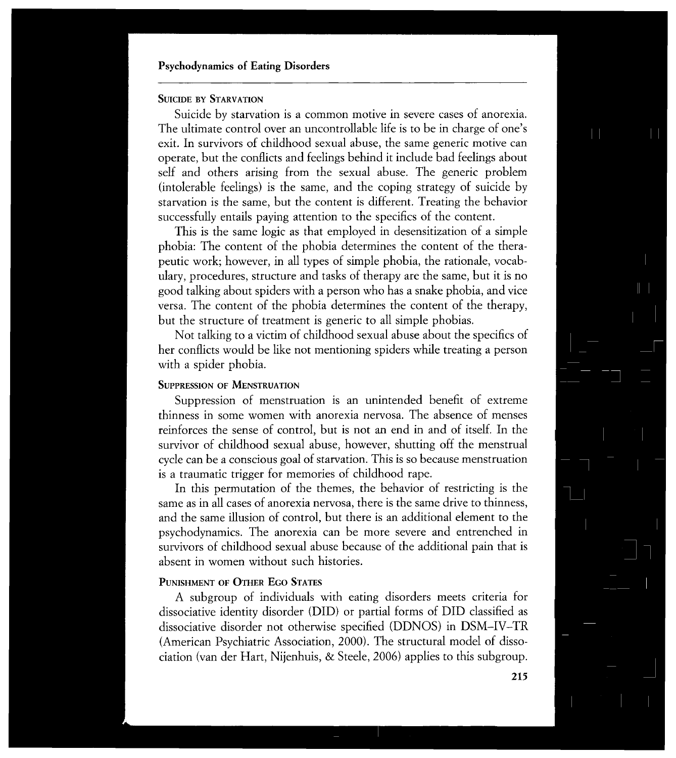### Suicide by Starvation

Suicide by starvation is a common motive in severe cases of anorexia. The ultimate control over an uncontrollable life is to be in charge of one's exit. In survivors of childhood sexual abuse, the same generic motive can operate, but the conflicts and feelings behind it include bad feelings about self and others arising from the sexual abuse. The generic problem (intolerable feelings) is the same, and the coping strategy of suicide by starvation is the same, but the content is different. Treating the behavior successfully entails paying attention to the specifics of the content.

This is the same logic as that employed in desensitization of a simple phobia: The content of the phobia determines the content of the therapeutic work; however, in all types of simple phobia, the rationale, vocabulary, procedures, structure and tasks of therapy are the same, but it is no good talking about spiders with a person who has a snake phobia, and vice versa. The content of the phobia determines the content of the therapy, but the structure of treatment is generic to all simple phobias.

Not talking to a victim of childhood sexual abuse about the specifics of her conflicts would be like not mentioning spiders while treating a person with a spider phobia.

### Suppression of Menstruation

Suppression of menstruation is an unintended benefit of extreme thinness in some women with anorexia nervosa. The absence of menses reinforces the sense of control, but is not an end in and of itself. In the survivor of childhood sexual abuse, however, shutting off the menstrual cycle can be a conscious goal of starvation. This is so because menstruation is a traumatic trigger for memories of childhood rape.

In this permutation of the themes, the behavior of restricting is the same as in all cases of anorexia nervosa, there is the same drive to thinness, and the same illusion of control, but there is an additional element to the psychodynamics. The anorexia can be more severe and entrenched in survivors of childhood sexual abuse because of the additional pain that is absent in women without such histories.

### Punishment of Other Ego States

A subgroup of individuals with eating disorders meets criteria for dissociative identity disorder (DID) or partial forms of DID classified as dissociative disorder not otherwise specified (DDNOS) in DSM–IV–TR (American Psychiatric Association, 2000). The structural model of dissociation (van der Hart, Nijenhuis, & Steele, 2006) applies to this subgroup.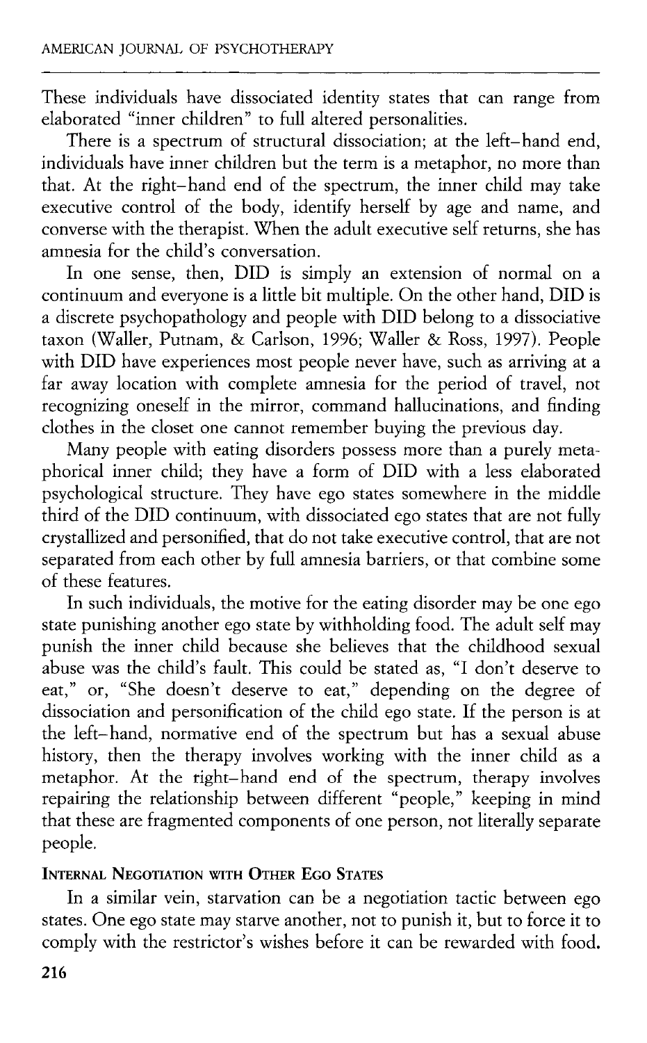These individuals have dissociated identity states that can range from elaborated "inner children" to full altered personalities.

There is a spectrum of structural dissociation; at the left-hand end, individuals have inner children but the term is a metaphor, no more than that. At the right-hand end of the spectrum, the inner child may take executive control of the body, identify herself by age and name, and converse with the therapist. When the adult executive self returns, she has amnesia for the child's conversation.

In one sense, then, DID is simply an extension of normal on a continuum and everyone is a little bit multiple. On the other hand, DID is a discrete psychopathology and people with DID belong to a dissociative taxon (Waller, Putnam, & Carlson, 1996; Waller & Ross, 1997). People with DID have experiences most people never have, such as arriving at a far away location with complete amnesia for the period of travel, not recognizing oneself in the mirror, command hallucinations, and finding clothes in the closet one cannot remember buying the previous day.

Many people with eating disorders possess more than a purely metaphorical inner child; they have a form of DID with a less elaborated psychological structure. They have ego states somewhere in the middle third of the DID continuum, with dissociated ego states that are not fully crystallized and personified, that do not take executive control, that are not separated from each other by full amnesia barriers, or that combine some of these features.

In such individuals, the motive for the eating disorder may be one ego state punishing another ego state by withholding food. The adult self may punish the inner child because she believes that the childhood sexual abuse was the child's fault. This could be stated as, "I don't deserve to eat," or, "She doesn't deserve to eat," depending on the degree of dissociation and personification of the child ego state. If the person is at the left-hand, normative end of the spectrum but has a sexual abuse history, then the therapy involves working with the inner child as a metaphor. At the right-hand end of the spectrum, therapy involves repairing the relationship between different "people," keeping in mind that these are fragmented components of one person, not literally separate people.

### Internal Negotiation with Other Ego States

In a similar vein, starvation can be a negotiation tactic between ego states. One ego state may starve another, not to punish it, but to force it to comply with the restrictor's wishes before it can be rewarded with food.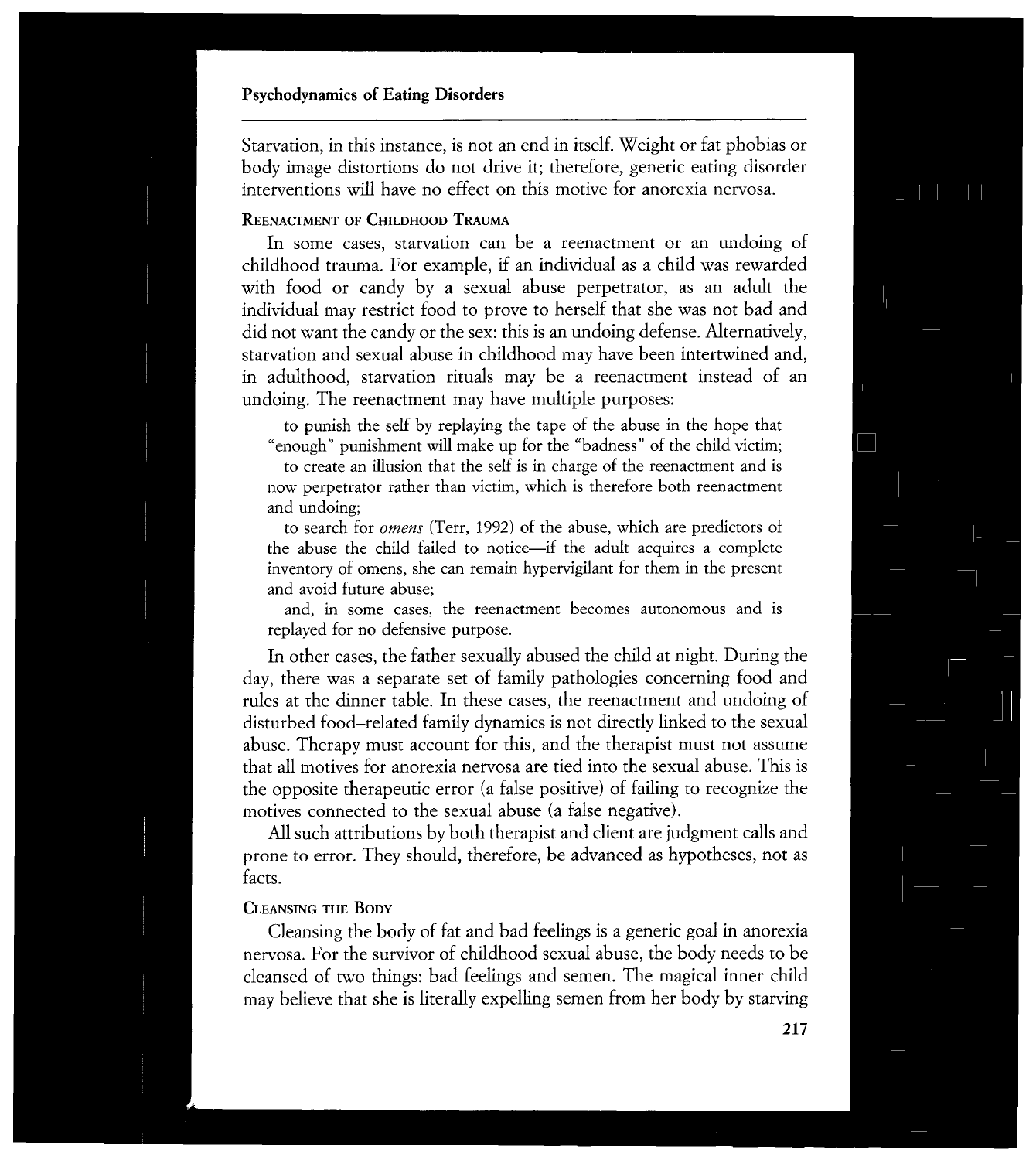Starvation, in this instance, is not an end in itself. Weight or fat phobias or body image distortions do not drive it; therefore, generic eating disorder interventions will have no effect on this motive for anorexia nervosa.

### Reenactment of Childhood Trauma

In some cases, starvation can be a reenactment or an undoing of childhood trauma. For example, if an individual as a child was rewarded with food or candy by a sexual abuse perpetrator, as an adult the individual may restrict food to prove to herself that she was not bad and did not want the candy or the sex: this is an undoing defense. Alternatively, starvation and sexual abuse in childhood may have been intertwined and, in adulthood, starvation rituals may be a reenactment instead of an undoing. The reenactment may have multiple purposes:

- to punish the self by replaying the tape of the abuse in the hope that "enough" punishment will make up for the "badness" of the child victim;
- to create an illusion that the self is in charge of the reenactment and is now perpetrator rather than victim, which is therefore both reenactment and undoing;
- to search for *omens* (Terr, 1992) of the abuse, which are predictors of the abuse the child failed to notice—if the adult acquires a complete inventory of omens, she can remain hypervigilant for them in the present and avoid future abuse;
- and, in some cases, the reenactment becomes autonomous and is replayed for no defensive purpose.

In other cases, the father sexually abused the child at night. During the day, there was a separate set of family pathologies concerning food and rules at the dinner table. In these cases, the reenactment and undoing of disturbed food-related family dynamics is not directly linked to the sexual abuse. Therapy must account for this, and the therapist must not assume that all motives for anorexia nervosa are tied into the sexual abuse. This is the opposite therapeutic error (a false positive) of failing to recognize the motives connected to the sexual abuse (a false negative).

All such attributions by both therapist and client are judgment calls and prone to error. They should, therefore, be advanced as hypotheses, not as facts.

### Cleansing the Body

Cleansing the body of fat and bad feelings is a generic goal in anorexia nervosa. For the survivor of childhood sexual abuse, the body needs to be cleansed of two things: bad feelings and semen. The magical inner child may believe that she is literally expelling semen from her body by starving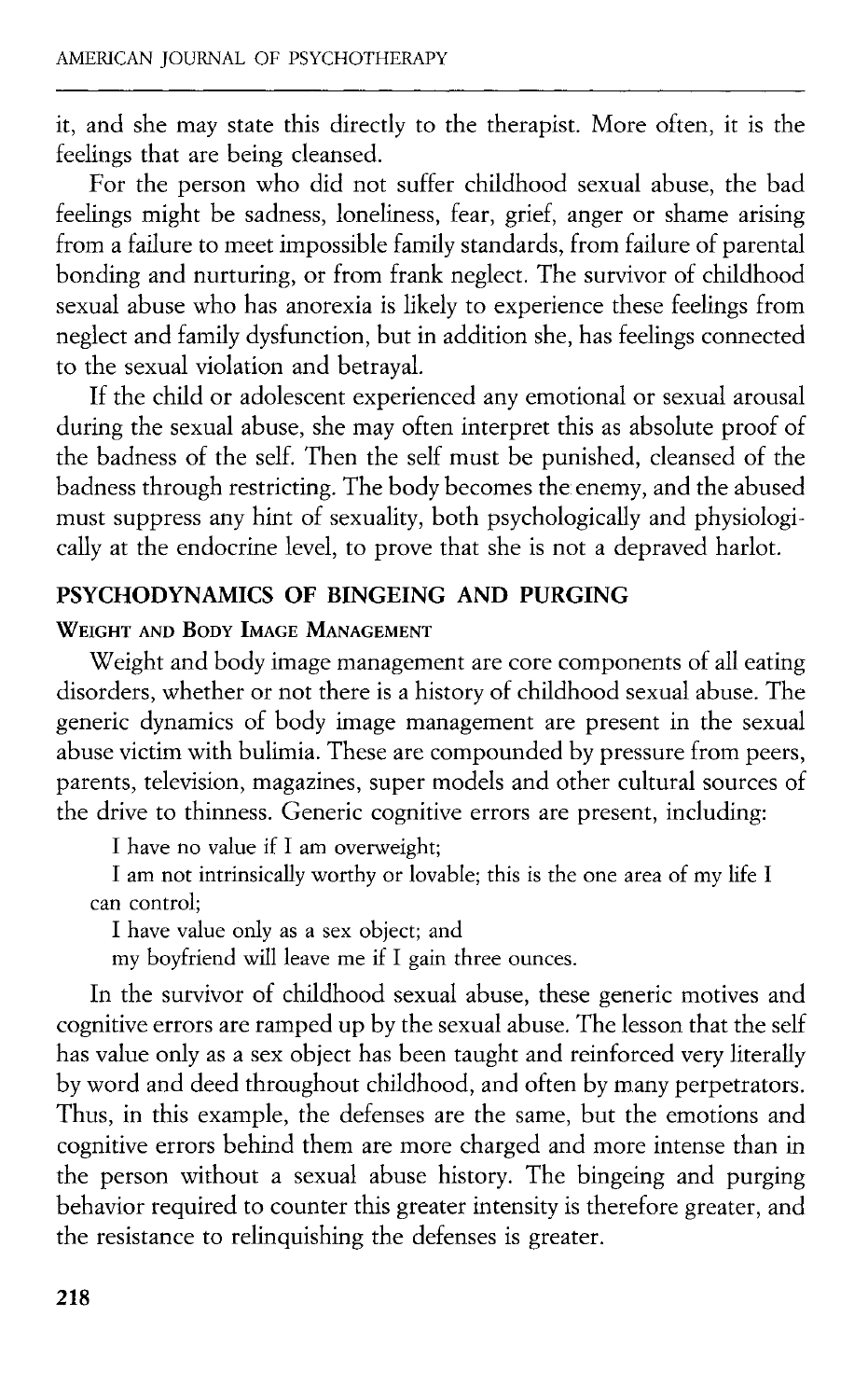it, and she may state this directly to the therapist. More often, it is the feelings that are being cleansed.

For the person who did not suffer childhood sexual abuse, the bad feelings might be sadness, loneliness, fear, grief, anger or shame arising from a failure to meet impossible family standards, from failure of parental bonding and nurturing, or from frank neglect. The survivor of childhood sexual abuse who has anorexia is likely to experience these feelings from neglect and family dysfunction, but in addition she, has feelings connected to the sexual violation and betrayal.

If the child or adolescent experienced any emotional or sexual arousal during the sexual abuse, she may often interpret this as absolute proof of the badness of the self. Then the self must be punished, cleansed of the badness through restricting. The body becomes the enemy, and the abused must suppress any hint of sexuality, both psychologically and physiologically at the endocrine level, to prove that she is not a depraved harlot.

## PSYCHODYNAMICS OF BINGEING AND PURGING

### WEIGHT AND BODY IMAGE MANAGEMENT

Weight and body image management are core components of all eating disorders, whether or not there is a history of childhood sexual abuse. The generic dynamics of body image management are present in the sexual abuse victim with bulimia. These are compounded by pressure from peers, parents, television, magazines, super models and other cultural sources of the drive to thinness. Generic cognitive errors are present, including:

I have no value if I am overweight;

I am not intrinsically worthy or lovable; this is the one area of my life I can control;

I have value only as a sex object; and

my boyfriend will leave me if I gain three ounces.

In the survivor of childhood sexual abuse, these generic motives and cognitive errors are ramped up by the sexual abuse. The lesson that the self has value only as a sex object has been taught and reinforced very literally by word and deed throughout childhood, and often by many perpetrators. Thus, in this example, the defenses are the same, but the emotions and cognitive errors behind them are more charged and more intense than in the person without a sexual abuse history. The bingeing and purging behavior required to counter this greater intensity is therefore greater, and the resistance to relinquishing the defenses is greater.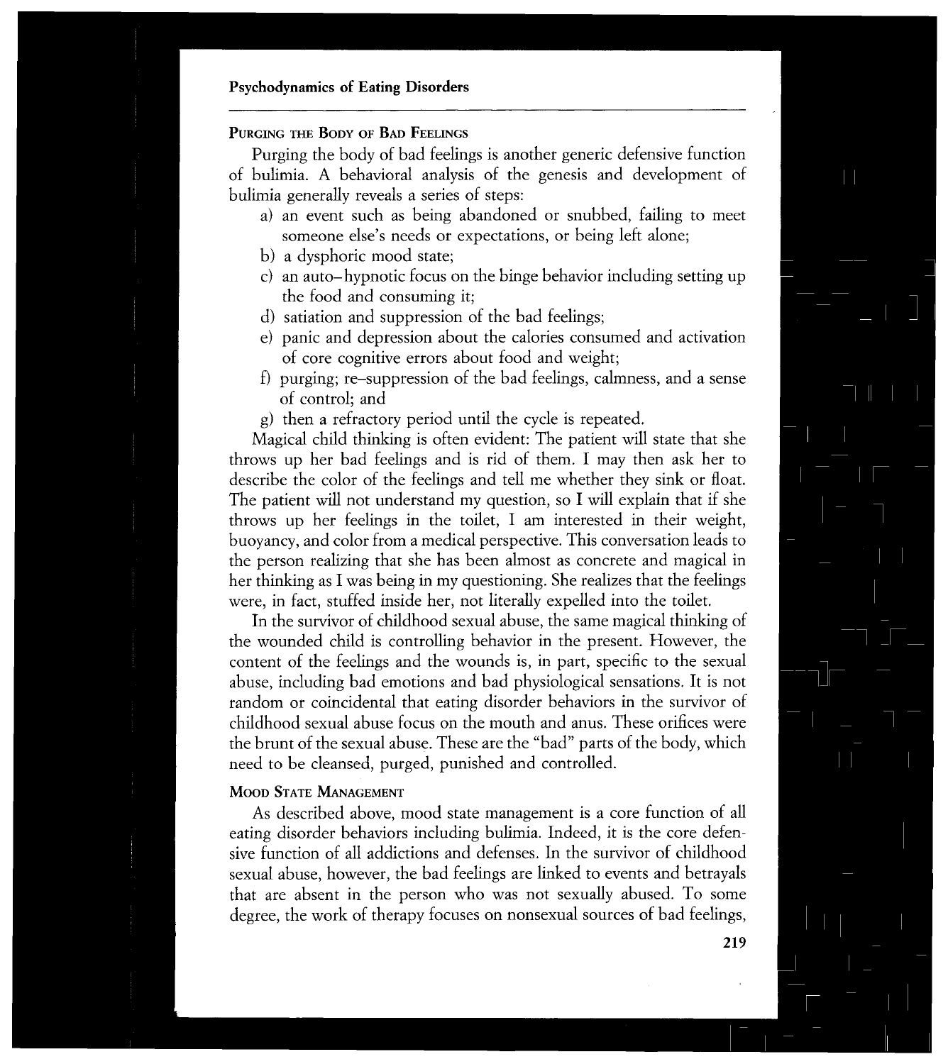## Purging the Body of Bad Feelings

Purging the body of bad feelings is another generic defensive function of bulimia. A behavioral analysis of the genesis and development of bulimia generally reveals a series of steps:

a) an event such as being abandoned or snubbed, failing to meet someone else's needs or expectations, or being left alone;
b) a dysphoric mood state;
c) an auto–hypnotic focus on the binge behavior including setting up the food and consuming it;
d) satiation and suppression of the bad feelings;
e) panic and depression about the calories consumed and activation of core cognitive errors about food and weight;
f) purging; re–suppression of the bad feelings, calmness, and a sense of control; and
g) then a refractory period until the cycle is repeated.

Magical child thinking is often evident: The patient will state that she throws up her bad feelings and is rid of them. I may then ask her to describe the color of the feelings and tell me whether they sink or float. The patient will not understand my question, so I will explain that if she throws up her feelings in the toilet, I am interested in their weight, buoyancy, and color from a medical perspective. This conversation leads to the person realizing that she has been almost as concrete and magical in her thinking as I was being in my questioning. She realizes that the feelings were, in fact, stuffed inside her, not literally expelled into the toilet.

In the survivor of childhood sexual abuse, the same magical thinking of the wounded child is controlling behavior in the present. However, the content of the feelings and the wounds is, in part, specific to the sexual abuse, including bad emotions and bad physiological sensations. It is not random or coincidental that eating disorder behaviors in the survivor of childhood sexual abuse focus on the mouth and anus. These orifices were the brunt of the sexual abuse. These are the "bad" parts of the body, which need to be cleansed, purged, punished and controlled.

## Mood State Management

As described above, mood state management is a core function of all eating disorder behaviors including bulimia. Indeed, it is the core defensive function of all addictions and defenses. In the survivor of childhood sexual abuse, however, the bad feelings are linked to events and betrayals that are absent in the person who was not sexually abused. To some degree, the work of therapy focuses on nonsexual sources of bad feelings,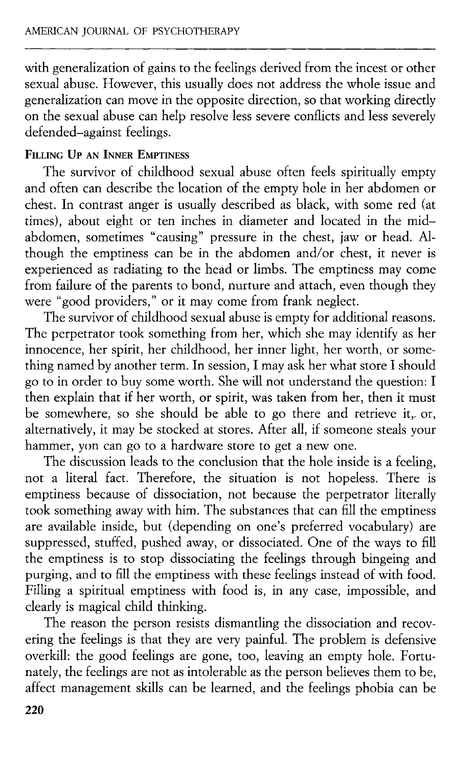with generalization of gains to the feelings derived from the incest or other sexual abuse. However, this usually does not address the whole issue and generalization can move in the opposite direction, so that working directly on the sexual abuse can help resolve less severe conflicts and less severely defended–against feelings.

### Filling Up an Inner Emptiness

The survivor of childhood sexual abuse often feels spiritually empty and often can describe the location of the empty hole in her abdomen or chest. In contrast anger is usually described as black, with some red (at times), about eight or ten inches in diameter and located in the mid–abdomen, sometimes "causing" pressure in the chest, jaw or head. Although the emptiness can be in the abdomen and/or chest, it never is experienced as radiating to the head or limbs. The emptiness may come from failure of the parents to bond, nurture and attach, even though they were "good providers," or it may come from frank neglect.

The survivor of childhood sexual abuse is empty for additional reasons. The perpetrator took something from her, which she may identify as her innocence, her spirit, her childhood, her inner light, her worth, or something named by another term. In session, I may ask her what store I should go to in order to buy some worth. She will not understand the question: I then explain that if her worth, or spirit, was taken from her, then it must be somewhere, so she should be able to go there and retrieve it,. or, alternatively, it may be stocked at stores. After all, if someone steals your hammer, yon can go to a hardware store to get a new one.

The discussion leads to the conclusion that the hole inside is a feeling, not a literal fact. Therefore, the situation is not hopeless. There is emptiness because of dissociation, not because the perpetrator literally took something away with him. The substances that can fill the emptiness are available inside, but (depending on one's preferred vocabulary) are suppressed, stuffed, pushed away, or dissociated. One of the ways to fill the emptiness is to stop dissociating the feelings through bingeing and purging, and to fill the emptiness with these feelings instead of with food. Filling a spiritual emptiness with food is, in any case, impossible, and clearly is magical child thinking.

The reason the person resists dismantling the dissociation and recovering the feelings is that they are very painful. The problem is defensive overkill: the good feelings are gone, too, leaving an empty hole. Fortunately, the feelings are not as intolerable as the person believes them to be, affect management skills can be learned, and the feelings phobia can be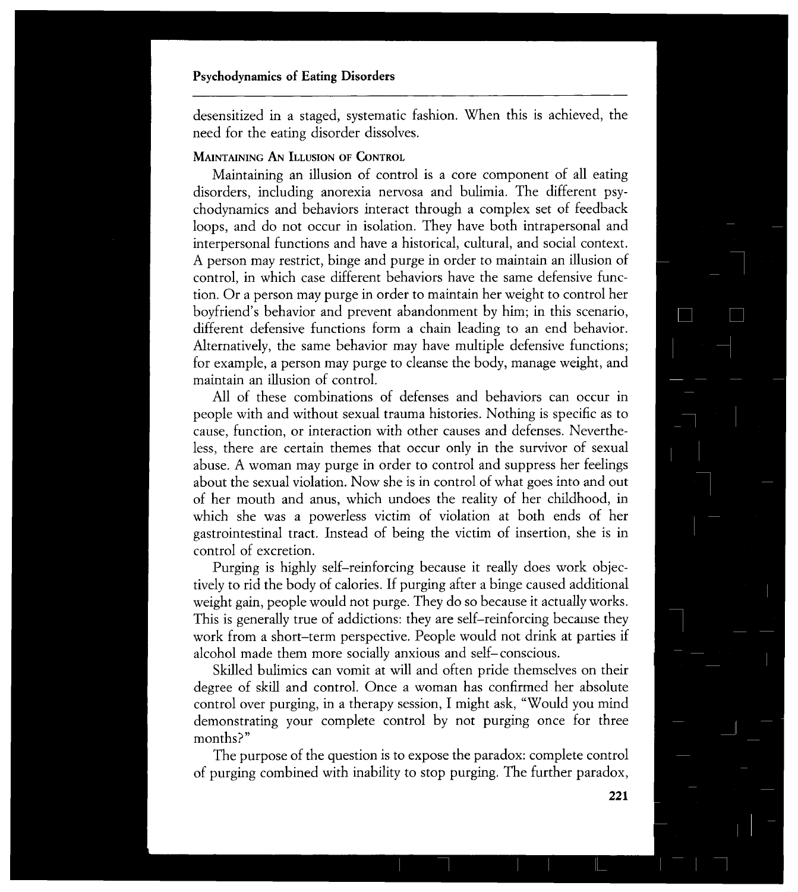desensitized in a staged, systematic fashion. When this is achieved, the need for the eating disorder dissolves.

### MAINTAINING AN ILLUSION OF CONTROL

Maintaining an illusion of control is a core component of all eating disorders, including anorexia nervosa and bulimia. The different psychodynamics and behaviors interact through a complex set of feedback loops, and do not occur in isolation. They have both intrapersonal and interpersonal functions and have a historical, cultural, and social context. A person may restrict, binge and purge in order to maintain an illusion of control, in which case different behaviors have the same defensive function. Or a person may purge in order to maintain her weight to control her boyfriend's behavior and prevent abandonment by him; in this scenario, different defensive functions form a chain leading to an end behavior. Alternatively, the same behavior may have multiple defensive functions; for example, a person may purge to cleanse the body, manage weight, and maintain an illusion of control.

All of these combinations of defenses and behaviors can occur in people with and without sexual trauma histories. Nothing is specific as to cause, function, or interaction with other causes and defenses. Nevertheless, there are certain themes that occur only in the survivor of sexual abuse. A woman may purge in order to control and suppress her feelings about the sexual violation. Now she is in control of what goes into and out of her mouth and anus, which undoes the reality of her childhood, in which she was a powerless victim of violation at both ends of her gastrointestinal tract. Instead of being the victim of insertion, she is in control of excretion.

Purging is highly self–reinforcing because it really does work objectively to rid the body of calories. If purging after a binge caused additional weight gain, people would not purge. They do so because it actually works. This is generally true of addictions: they are self–reinforcing because they work from a short–term perspective. People would not drink at parties if alcohol made them more socially anxious and self–conscious.

Skilled bulimics can vomit at will and often pride themselves on their degree of skill and control. Once a woman has confirmed her absolute control over purging, in a therapy session, I might ask, "Would you mind demonstrating your complete control by not purging once for three months?"

The purpose of the question is to expose the paradox: complete control of purging combined with inability to stop purging. The further paradox,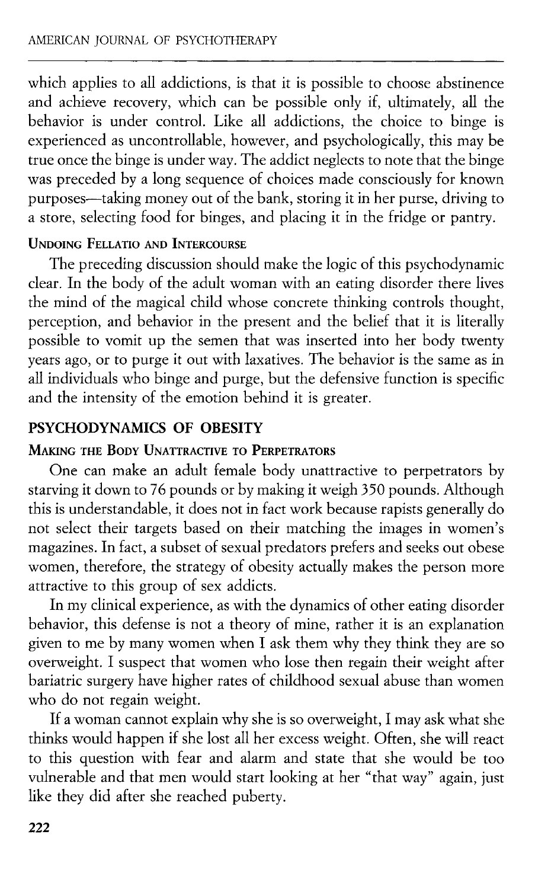which applies to all addictions, is that it is possible to choose abstinence and achieve recovery, which can be possible only if, ultimately, all the behavior is under control. Like all addictions, the choice to binge is experienced as uncontrollable, however, and psychologically, this may be true once the binge is under way. The addict neglects to note that the binge was preceded by a long sequence of choices made consciously for known purposes—taking money out of the bank, storing it in her purse, driving to a store, selecting food for binges, and placing it in the fridge or pantry.

### Undoing Fellatio and Intercourse

The preceding discussion should make the logic of this psychodynamic clear. In the body of the adult woman with an eating disorder there lives the mind of the magical child whose concrete thinking controls thought, perception, and behavior in the present and the belief that it is literally possible to vomit up the semen that was inserted into her body twenty years ago, or to purge it out with laxatives. The behavior is the same as in all individuals who binge and purge, but the defensive function is specific and the intensity of the emotion behind it is greater.

## PSYCHODYNAMICS OF OBESITY

### Making the Body Unattractive to Perpetrators

One can make an adult female body unattractive to perpetrators by starving it down to 76 pounds or by making it weigh 350 pounds. Although this is understandable, it does not in fact work because rapists generally do not select their targets based on their matching the images in women's magazines. In fact, a subset of sexual predators prefers and seeks out obese women, therefore, the strategy of obesity actually makes the person more attractive to this group of sex addicts.

In my clinical experience, as with the dynamics of other eating disorder behavior, this defense is not a theory of mine, rather it is an explanation given to me by many women when I ask them why they think they are so overweight. I suspect that women who lose then regain their weight after bariatric surgery have higher rates of childhood sexual abuse than women who do not regain weight.

If a woman cannot explain why she is so overweight, I may ask what she thinks would happen if she lost all her excess weight. Often, she will react to this question with fear and alarm and state that she would be too vulnerable and that men would start looking at her "that way" again, just like they did after she reached puberty.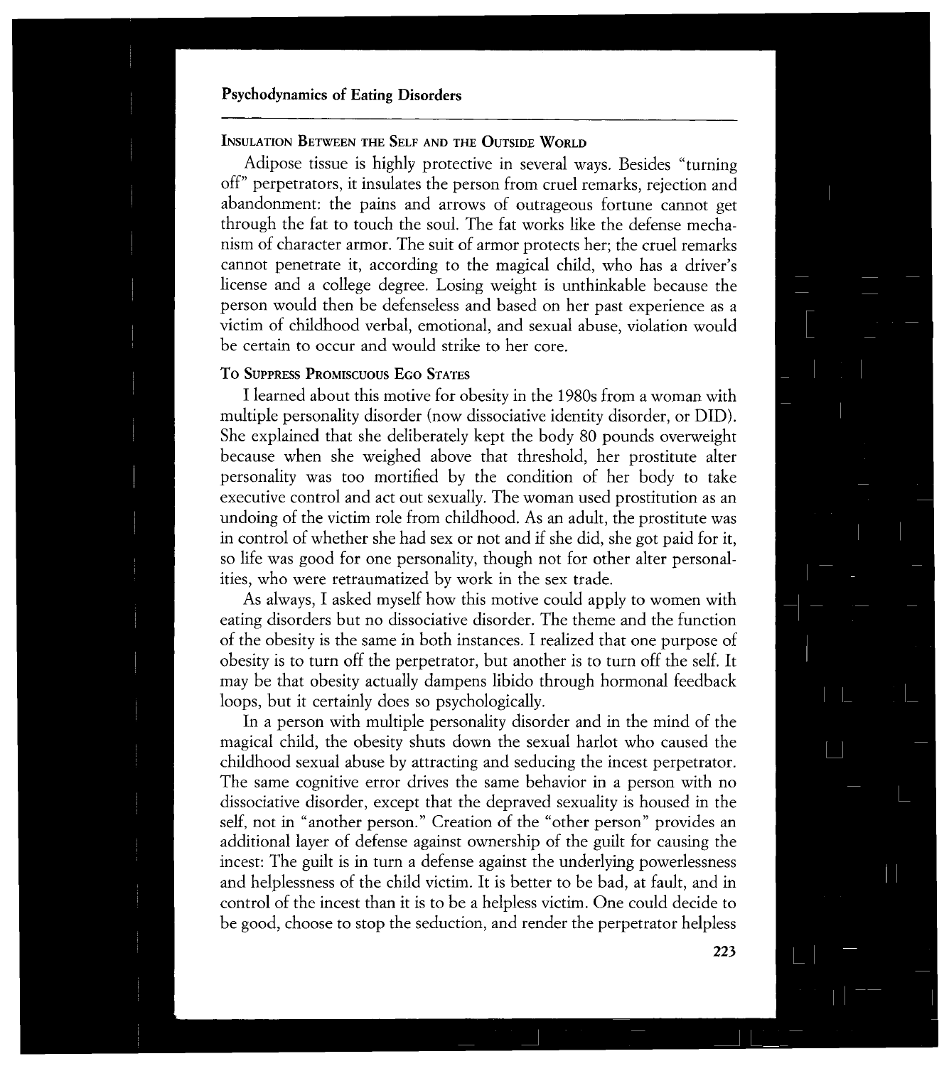### Insulation Between the Self and the Outside World

Adipose tissue is highly protective in several ways. Besides "turning off" perpetrators, it insulates the person from cruel remarks, rejection and abandonment: the pains and arrows of outrageous fortune cannot get through the fat to touch the soul. The fat works like the defense mechanism of character armor. The suit of armor protects her; the cruel remarks cannot penetrate it, according to the magical child, who has a driver's license and a college degree. Losing weight is unthinkable because the person would then be defenseless and based on her past experience as a victim of childhood verbal, emotional, and sexual abuse, violation would be certain to occur and would strike to her core.

### To Suppress Promiscuous Ego States

I learned about this motive for obesity in the 1980s from a woman with multiple personality disorder (now dissociative identity disorder, or DID). She explained that she deliberately kept the body 80 pounds overweight because when she weighed above that threshold, her prostitute alter personality was too mortified by the condition of her body to take executive control and act out sexually. The woman used prostitution as an undoing of the victim role from childhood. As an adult, the prostitute was in control of whether she had sex or not and if she did, she got paid for it, so life was good for one personality, though not for other alter personalities, who were retraumatized by work in the sex trade.

As always, I asked myself how this motive could apply to women with eating disorders but no dissociative disorder. The theme and the function of the obesity is the same in both instances. I realized that one purpose of obesity is to turn off the perpetrator, but another is to turn off the self. It may be that obesity actually dampens libido through hormonal feedback loops, but it certainly does so psychologically.

In a person with multiple personality disorder and in the mind of the magical child, the obesity shuts down the sexual harlot who caused the childhood sexual abuse by attracting and seducing the incest perpetrator. The same cognitive error drives the same behavior in a person with no dissociative disorder, except that the depraved sexuality is housed in the self, not in "another person." Creation of the "other person" provides an additional layer of defense against ownership of the guilt for causing the incest: The guilt is in turn a defense against the underlying powerlessness and helplessness of the child victim. It is better to be bad, at fault, and in control of the incest than it is to be a helpless victim. One could decide to be good, choose to stop the seduction, and render the perpetrator helpless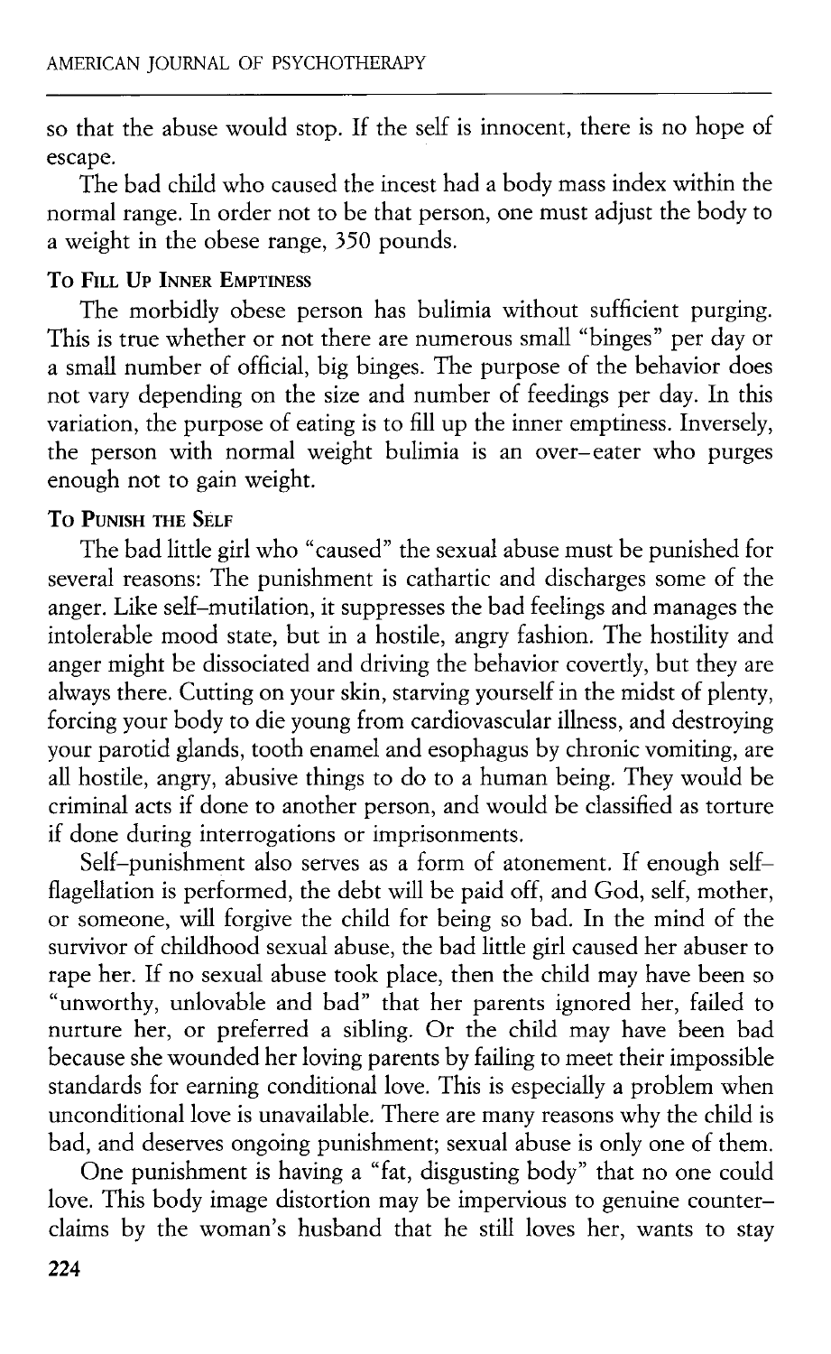so that the abuse would stop. If the self is innocent, there is no hope of escape.

The bad child who caused the incest had a body mass index within the normal range. In order not to be that person, one must adjust the body to a weight in the obese range, 350 pounds.

### To Fill Up Inner Emptiness

The morbidly obese person has bulimia without sufficient purging. This is true whether or not there are numerous small "binges" per day or a small number of official, big binges. The purpose of the behavior does not vary depending on the size and number of feedings per day. In this variation, the purpose of eating is to fill up the inner emptiness. Inversely, the person with normal weight bulimia is an over–eater who purges enough not to gain weight.

### To Punish the Self

The bad little girl who "caused" the sexual abuse must be punished for several reasons: The punishment is cathartic and discharges some of the anger. Like self–mutilation, it suppresses the bad feelings and manages the intolerable mood state, but in a hostile, angry fashion. The hostility and anger might be dissociated and driving the behavior covertly, but they are always there. Cutting on your skin, starving yourself in the midst of plenty, forcing your body to die young from cardiovascular illness, and destroying your parotid glands, tooth enamel and esophagus by chronic vomiting, are all hostile, angry, abusive things to do to a human being. They would be criminal acts if done to another person, and would be classified as torture if done during interrogations or imprisonments.

Self–punishment also serves as a form of atonement. If enough self–flagellation is performed, the debt will be paid off, and God, self, mother, or someone, will forgive the child for being so bad. In the mind of the survivor of childhood sexual abuse, the bad little girl caused her abuser to rape her. If no sexual abuse took place, then the child may have been so "unworthy, unlovable and bad" that her parents ignored her, failed to nurture her, or preferred a sibling. Or the child may have been bad because she wounded her loving parents by failing to meet their impossible standards for earning conditional love. This is especially a problem when unconditional love is unavailable. There are many reasons why the child is bad, and deserves ongoing punishment; sexual abuse is only one of them.

One punishment is having a "fat, disgusting body" that no one could love. This body image distortion may be impervious to genuine counter–claims by the woman's husband that he still loves her, wants to stay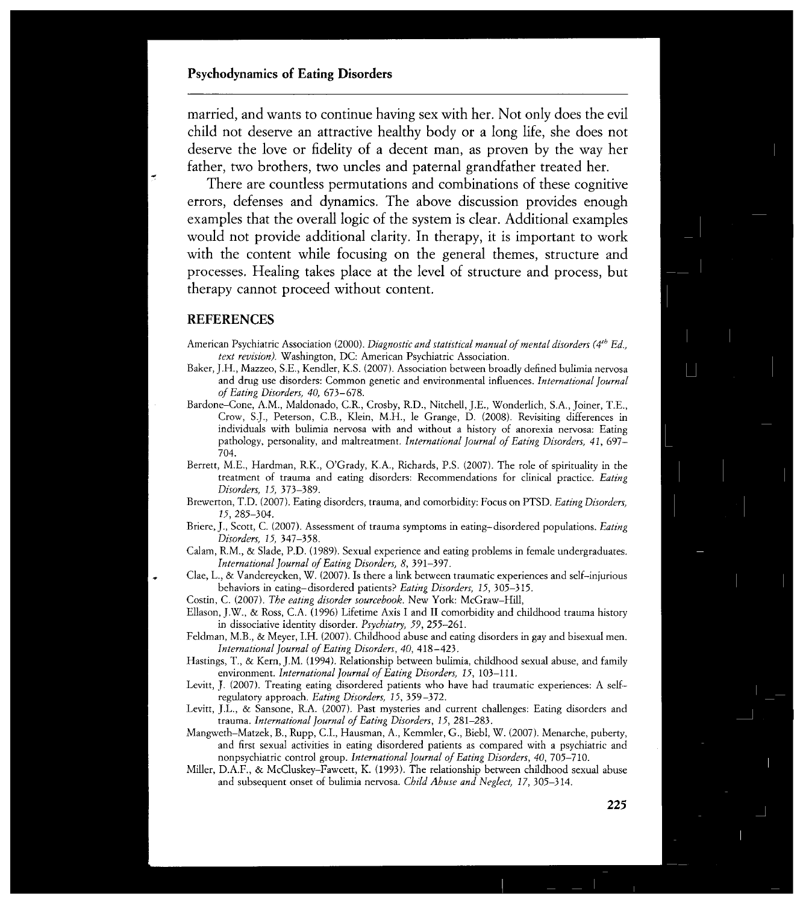married, and wants to continue having sex with her. Not only does the evil child not deserve an attractive healthy body or a long life, she does not deserve the love or fidelity of a decent man, as proven by the way her father, two brothers, two uncles and paternal grandfather treated her.

There are countless permutations and combinations of these cognitive errors, defenses and dynamics. The above discussion provides enough examples that the overall logic of the system is clear. Additional examples would not provide additional clarity. In therapy, it is important to work with the content while focusing on the general themes, structure and processes. Healing takes place at the level of structure and process, but therapy cannot proceed without content.

## REFERENCES

American Psychiatric Association (2000). *Diagnostic and statistical manual of mental disorders (4th Ed., text revision).* Washington, DC: American Psychiatric Association.

Baker, J.H., Mazzeo, S.E., Kendler, K.S. (2007). Association between broadly defined bulimia nervosa and drug use disorders: Common genetic and environmental influences. *International Journal of Eating Disorders, 40,* 673–678.

Bardone-Cone, A.M., Maldonado, C.R., Crosby, R.D., Nitchell, J.E., Wonderlich, S.A., Joiner, T.E., Crow, S.J., Peterson, C.B., Klein, M.H., le Grange, D. (2008). Revisiting differences in individuals with bulimia nervosa with and without a history of anorexia nervosa: Eating pathology, personality, and maltreatment. *International Journal of Eating Disorders, 41,* 697–704.

Berrett, M.E., Hardman, R.K., O'Grady, K.A., Richards, P.S. (2007). The role of spirituality in the treatment of trauma and eating disorders: Recommendations for clinical practice. *Eating Disorders, 15,* 373–389.

Brewerton, T.D. (2007). Eating disorders, trauma, and comorbidity: Focus on PTSD. *Eating Disorders, 15,* 285–304.

Briere, J., Scott, C. (2007). Assessment of trauma symptoms in eating-disordered populations. *Eating Disorders, 15,* 347–358.

Calam, R.M., & Slade, P.D. (1989). Sexual experience and eating problems in female undergraduates. *International Journal of Eating Disorders, 8,* 391–397.

Clae, L., & Vandereycken, W. (2007). Is there a link between traumatic experiences and self-injurious behaviors in eating-disordered patients? *Eating Disorders, 15,* 305–315.

Costin, C. (2007). *The eating disorder sourcebook.* New York: McGraw-Hill,

Ellason, J.W., & Ross, C.A. (1996) Lifetime Axis I and II comorbidity and childhood trauma history in dissociative identity disorder. *Psychiatry, 59,* 255–261.

Feldman, M.B., & Meyer, I.H. (2007). Childhood abuse and eating disorders in gay and bisexual men. *International Journal of Eating Disorders, 40,* 418–423.

Hastings, T., & Kern, J.M. (1994). Relationship between bulimia, childhood sexual abuse, and family environment. *International Journal of Eating Disorders, 15,* 103–111.

Levitt, J. (2007). Treating eating disordered patients who have had traumatic experiences: A self-regulatory approach. *Eating Disorders, 15,* 359–372.

Levitt, J.L., & Sansone, R.A. (2007). Past mysteries and current challenges: Eating disorders and trauma. *International Journal of Eating Disorders, 15,* 281–283.

Mangweth-Matzek, B., Rupp, C.I., Hausman, A., Kemmler, G., Biebl, W. (2007). Menarche, puberty, and first sexual activities in eating disordered patients as compared with a psychiatric and nonpsychiatric control group. *International Journal of Eating Disorders, 40,* 705–710.

Miller, D.A.F., & McCluskey-Fawcett, K. (1993). The relationship between childhood sexual abuse and subsequent onset of bulimia nervosa. *Child Abuse and Neglect, 17,* 305–314.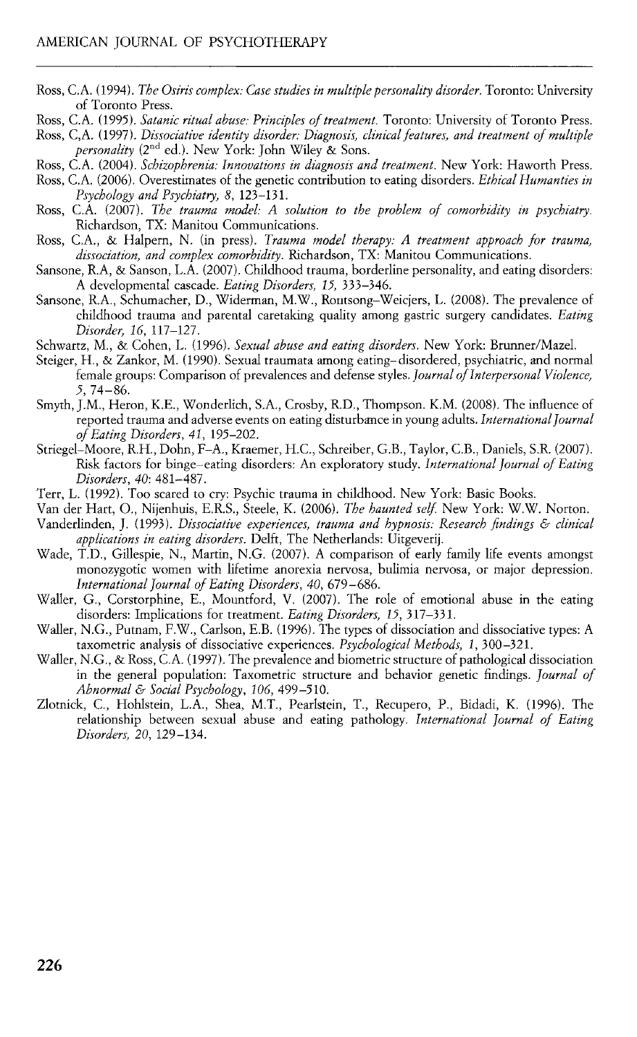Ross, C.A. (1994). *The Osiris complex: Case studies in multiple personality disorder.* Toronto: University of Toronto Press.

Ross, C.A. (1995). *Satanic ritual abuse: Principles of treatment.* Toronto: University of Toronto Press.

Ross, C,A. (1997). *Dissociative identity disorder: Diagnosis, clinical features, and treatment of multiple personality* (2nd ed.). New York: John Wiley & Sons.

Ross, C.A. (2004). *Schizophrenia: Innovations in diagnosis and treatment.* New York: Haworth Press.

Ross, C.A. (2006). Overestimates of the genetic contribution to eating disorders. *Ethical Humanties in Psychology and Psychiatry, 8,* 123–131.

Ross, C.A. (2007). *The trauma model: A solution to the problem of comorbidity in psychiatry.* Richardson, TX: Manitou Communications.

Ross, C.A., & Halpern, N. (in press). *Trauma model therapy: A treatment approach for trauma, dissociation, and complex comorbidity.* Richardson, TX: Manitou Communications.

Sansone, R.A, & Sanson, L.A. (2007). Childhood trauma, borderline personality, and eating disorders: A developmental cascade. *Eating Disorders, 15,* 333–346.

Sansone, R.A., Schumacher, D., Widerman, M.W., Routsong–Weicjers, L. (2008). The prevalence of childhood trauma and parental caretaking quality among gastric surgery candidates. *Eating Disorder, 16,* 117–127.

Schwartz, M., & Cohen, L. (1996). *Sexual abuse and eating disorders.* New York: Brunner/Mazel.

Steiger, H., & Zankor, M. (1990). Sexual traumata among eating–disordered, psychiatric, and normal female groups: Comparison of prevalences and defense styles. *Journal of Interpersonal Violence, 5,* 74–86.

Smyth, J.M., Heron, K.E., Wonderlich, S.A., Crosby, R.D., Thompson. K.M. (2008). The influence of reported trauma and adverse events on eating disturbance in young adults. *International Journal of Eating Disorders, 41,* 195–202.

Striegel-Moore, R.H., Dohn, F–A., Kraemer, H.C., Schreiber, G.B., Taylor, C.B., Daniels, S.R. (2007). Risk factors for binge–eating disorders: An exploratory study. *International Journal of Eating Disorders, 40*: 481–487.

Terr, L. (1992). Too scared to cry: Psychic trauma in childhood. New York: Basic Books.

Van der Hart, O., Nijenhuis, E.R.S., Steele, K. (2006). *The haunted self.* New York: W.W. Norton.

Vanderlinden, J. (1993). *Dissociative experiences, trauma and hypnosis: Research findings & clinical applications in eating disorders.* Delft, The Netherlands: Uitgeverij.

Wade, T.D., Gillespie, N., Martin, N.G. (2007). A comparison of early family life events amongst monozygotic women with lifetime anorexia nervosa, bulimia nervosa, or major depression. *International Journal of Eating Disorders, 40,* 679–686.

Waller, G., Corstorphine, E., Mountford, V. (2007). The role of emotional abuse in the eating disorders: Implications for treatment. *Eating Disorders, 15,* 317–331.

Waller, N.G., Putnam, F.W., Carlson, E.B. (1996). The types of dissociation and dissociative types: A taxometric analysis of dissociative experiences. *Psychological Methods, 1,* 300–321.

Waller, N.G., & Ross, C.A. (1997). The prevalence and biometric structure of pathological dissociation in the general population: Taxometric structure and behavior genetic findings. *Journal of Abnormal & Social Psychology, 106,* 499–510.

Zlotnick, C., Hohlstein, L.A., Shea, M.T., Pearlstein, T., Recupero, P., Bidadi, K. (1996). The relationship between sexual abuse and eating pathology. *International Journal of Eating Disorders, 20,* 129–134.